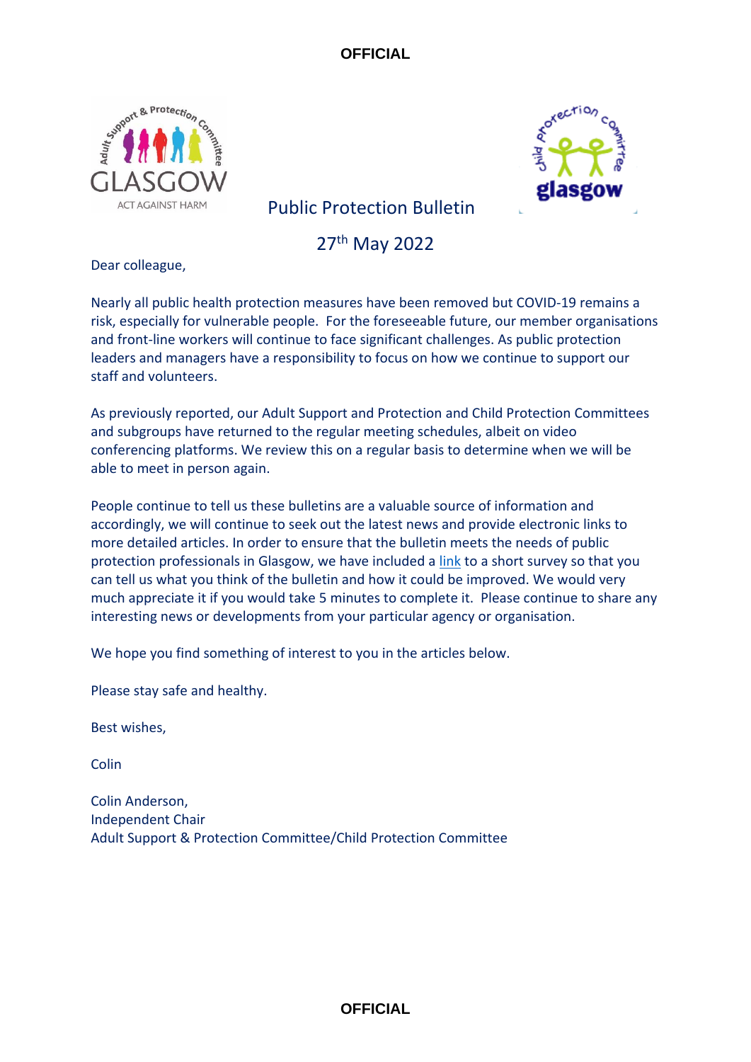# Public Protection Bulletin

## 27th May 2022

Dear colleague,

Nearly all public health protection measures have been removed but COVID-19 remains a risk, especially for vulnerable people. For the foreseeable future, our member organisations and front-line workers will continue to face significant challenges. As public protection leaders and managers have a responsibility to focus on how we continue to support our staff and volunteers.

As previously reported, our Adult Support and Protection and Child Protection Committees and subgroups have returned to the regular meeting schedules, albeit on video conferencing platforms. We review this on a regular basis to determine when we will be able to meet in person again.

People continue to tell us these bulletins are a valuable source of information and accordingly, we will continue to seek out the latest news and provide electronic links to more detailed articles. In order to ensure that the bulletin meets the needs of public protection professionals in Glasgow, we have included a link to a short survey so that you can tell us what you think of the bulletin and how it could be improved. We would very much appreciate it if you would take 5 minutes to complete it. Please continue to share any interesting news or developments from your particular agency or organisation.

We hope you find something of interest to you in the articles below.

Please stay safe and healthy.

Best wishes,

Colin

Colin Anderson,
Independent Chair
Adult Support & Protection Committee/Child Protection Committee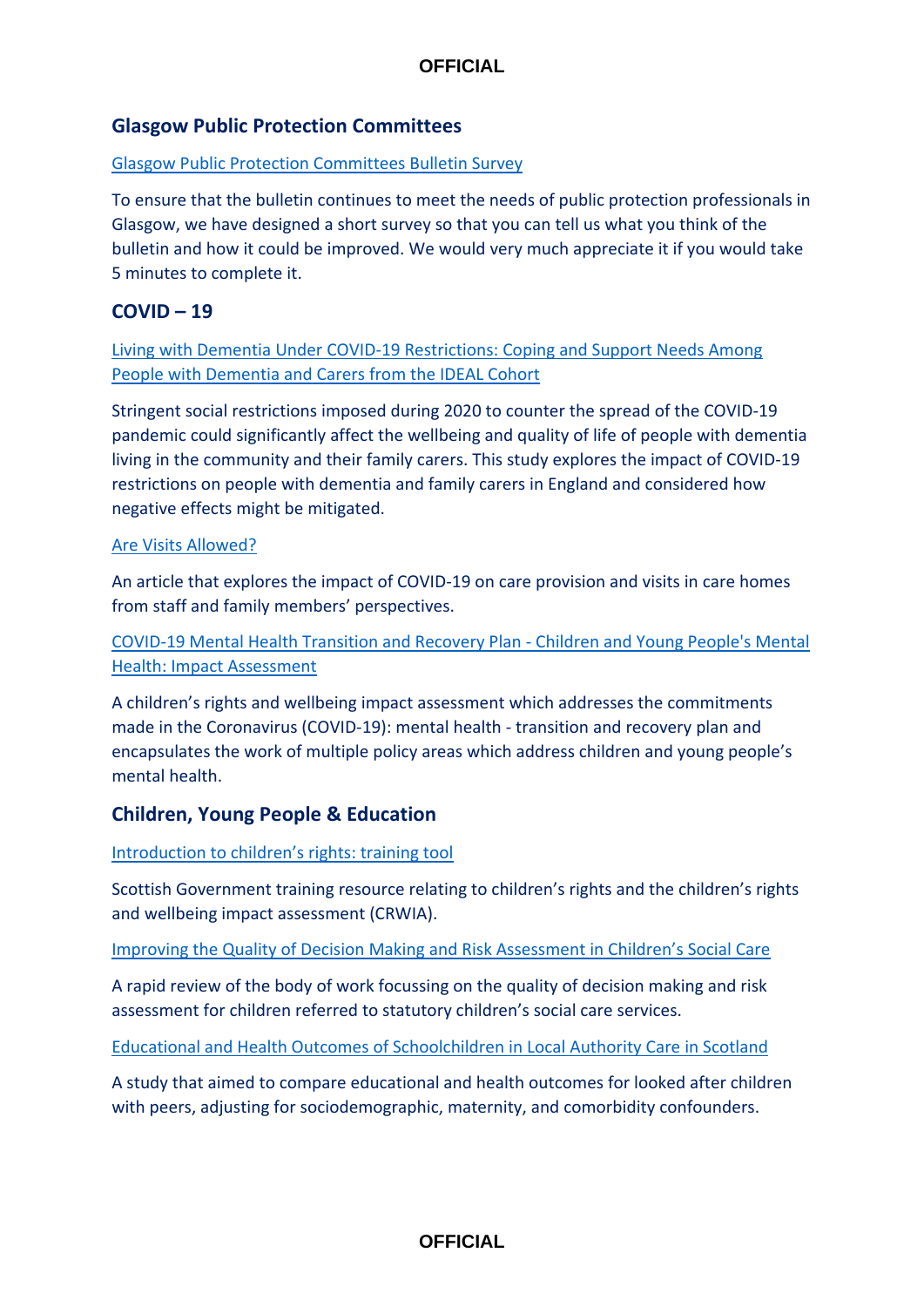## Glasgow Public Protection Committees

Glasgow Public Protection Committees Bulletin Survey

To ensure that the bulletin continues to meet the needs of public protection professionals in Glasgow, we have designed a short survey so that you can tell us what you think of the bulletin and how it could be improved. We would very much appreciate it if you would take 5 minutes to complete it.

## COVID – 19

Living with Dementia Under COVID-19 Restrictions: Coping and Support Needs Among People with Dementia and Carers from the IDEAL Cohort

Stringent social restrictions imposed during 2020 to counter the spread of the COVID-19 pandemic could significantly affect the wellbeing and quality of life of people with dementia living in the community and their family carers. This study explores the impact of COVID-19 restrictions on people with dementia and family carers in England and considered how negative effects might be mitigated.

Are Visits Allowed?

An article that explores the impact of COVID-19 on care provision and visits in care homes from staff and family members' perspectives.

COVID-19 Mental Health Transition and Recovery Plan - Children and Young People's Mental Health: Impact Assessment

A children's rights and wellbeing impact assessment which addresses the commitments made in the Coronavirus (COVID-19): mental health - transition and recovery plan and encapsulates the work of multiple policy areas which address children and young people's mental health.

## Children, Young People & Education

Introduction to children's rights: training tool

Scottish Government training resource relating to children's rights and the children's rights and wellbeing impact assessment (CRWIA).

Improving the Quality of Decision Making and Risk Assessment in Children's Social Care

A rapid review of the body of work focussing on the quality of decision making and risk assessment for children referred to statutory children's social care services.

Educational and Health Outcomes of Schoolchildren in Local Authority Care in Scotland

A study that aimed to compare educational and health outcomes for looked after children with peers, adjusting for sociodemographic, maternity, and comorbidity confounders.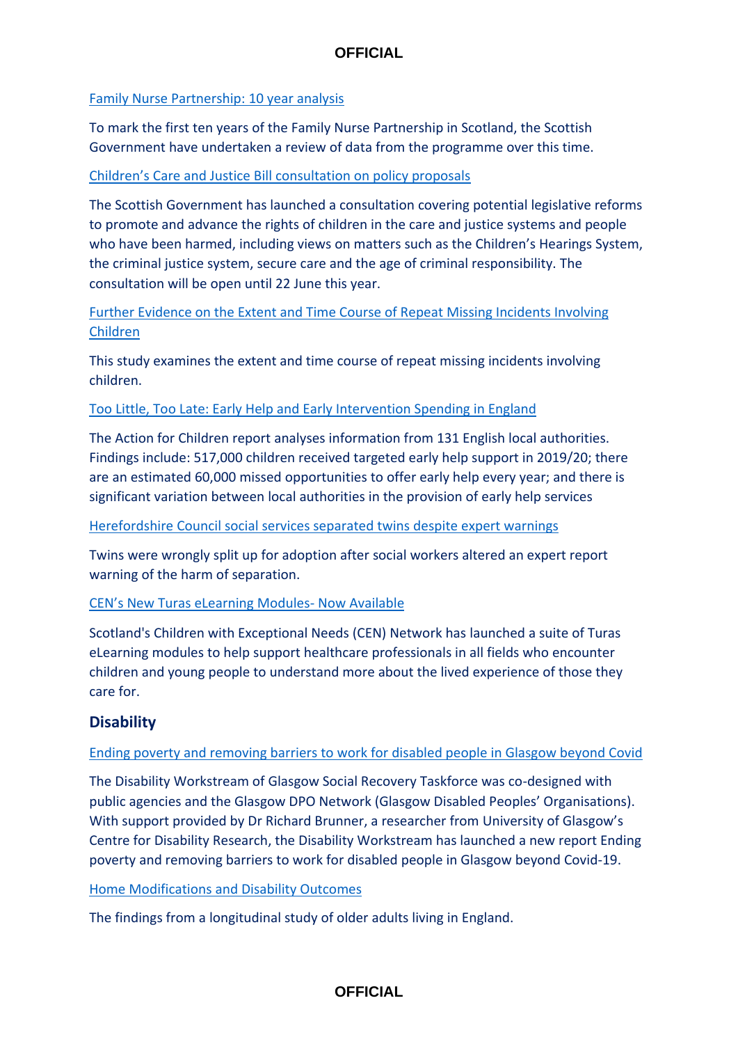Family Nurse Partnership: 10 year analysis

To mark the first ten years of the Family Nurse Partnership in Scotland, the Scottish Government have undertaken a review of data from the programme over this time.

Children's Care and Justice Bill consultation on policy proposals

The Scottish Government has launched a consultation covering potential legislative reforms to promote and advance the rights of children in the care and justice systems and people who have been harmed, including views on matters such as the Children's Hearings System, the criminal justice system, secure care and the age of criminal responsibility. The consultation will be open until 22 June this year.

Further Evidence on the Extent and Time Course of Repeat Missing Incidents Involving Children

This study examines the extent and time course of repeat missing incidents involving children.

Too Little, Too Late: Early Help and Early Intervention Spending in England

The Action for Children report analyses information from 131 English local authorities. Findings include: 517,000 children received targeted early help support in 2019/20; there are an estimated 60,000 missed opportunities to offer early help every year; and there is significant variation between local authorities in the provision of early help services

Herefordshire Council social services separated twins despite expert warnings

Twins were wrongly split up for adoption after social workers altered an expert report warning of the harm of separation.

CEN's New Turas eLearning Modules- Now Available

Scotland's Children with Exceptional Needs (CEN) Network has launched a suite of Turas eLearning modules to help support healthcare professionals in all fields who encounter children and young people to understand more about the lived experience of those they care for.

## Disability

Ending poverty and removing barriers to work for disabled people in Glasgow beyond Covid

The Disability Workstream of Glasgow Social Recovery Taskforce was co-designed with public agencies and the Glasgow DPO Network (Glasgow Disabled Peoples' Organisations). With support provided by Dr Richard Brunner, a researcher from University of Glasgow's Centre for Disability Research, the Disability Workstream has launched a new report Ending poverty and removing barriers to work for disabled people in Glasgow beyond Covid-19.

Home Modifications and Disability Outcomes

The findings from a longitudinal study of older adults living in England.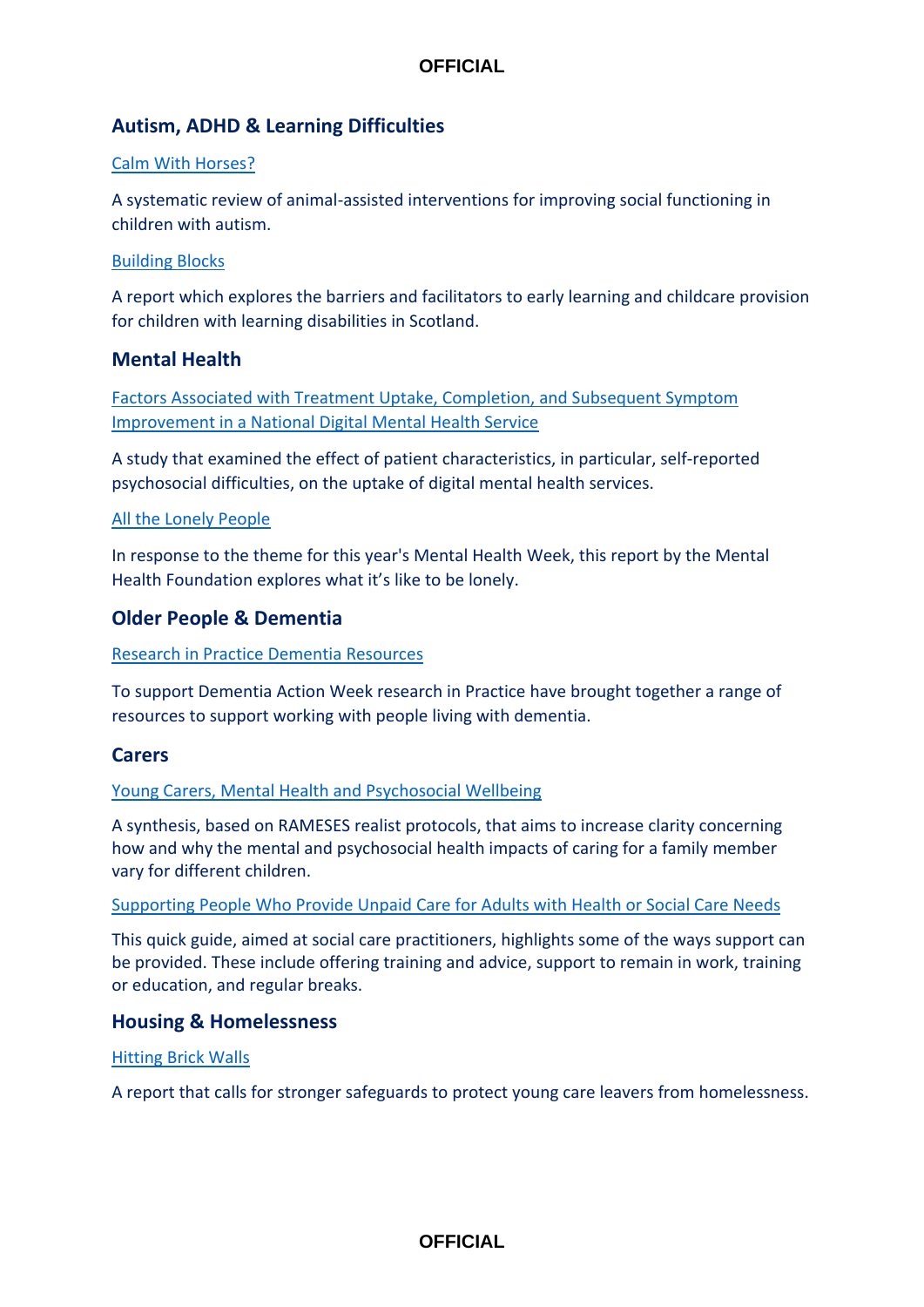## Autism, ADHD & Learning Difficulties

Calm With Horses?

A systematic review of animal-assisted interventions for improving social functioning in children with autism.

Building Blocks

A report which explores the barriers and facilitators to early learning and childcare provision for children with learning disabilities in Scotland.

## Mental Health

Factors Associated with Treatment Uptake, Completion, and Subsequent Symptom Improvement in a National Digital Mental Health Service

A study that examined the effect of patient characteristics, in particular, self-reported psychosocial difficulties, on the uptake of digital mental health services.

All the Lonely People

In response to the theme for this year's Mental Health Week, this report by the Mental Health Foundation explores what it's like to be lonely.

## Older People & Dementia

Research in Practice Dementia Resources

To support Dementia Action Week research in Practice have brought together a range of resources to support working with people living with dementia.

## Carers

Young Carers, Mental Health and Psychosocial Wellbeing

A synthesis, based on RAMESES realist protocols, that aims to increase clarity concerning how and why the mental and psychosocial health impacts of caring for a family member vary for different children.

Supporting People Who Provide Unpaid Care for Adults with Health or Social Care Needs

This quick guide, aimed at social care practitioners, highlights some of the ways support can be provided. These include offering training and advice, support to remain in work, training or education, and regular breaks.

## Housing & Homelessness

Hitting Brick Walls

A report that calls for stronger safeguards to protect young care leavers from homelessness.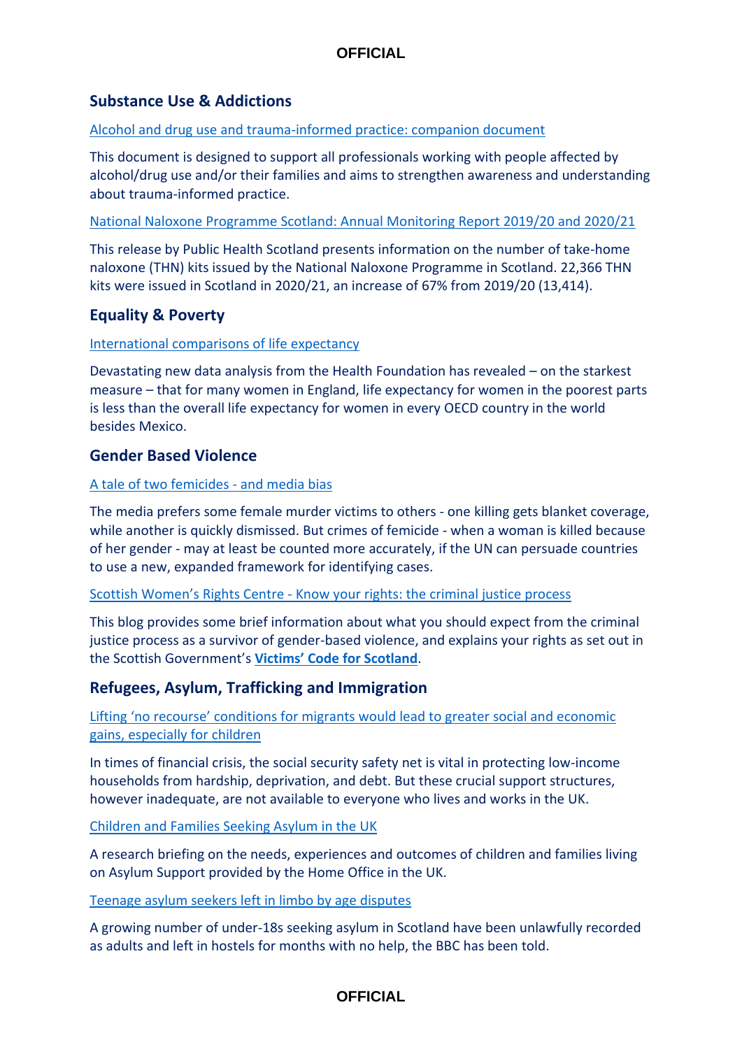## Substance Use & Addictions

Alcohol and drug use and trauma-informed practice: companion document

This document is designed to support all professionals working with people affected by alcohol/drug use and/or their families and aims to strengthen awareness and understanding about trauma-informed practice.

National Naloxone Programme Scotland: Annual Monitoring Report 2019/20 and 2020/21

This release by Public Health Scotland presents information on the number of take-home naloxone (THN) kits issued by the National Naloxone Programme in Scotland. 22,366 THN kits were issued in Scotland in 2020/21, an increase of 67% from 2019/20 (13,414).

## Equality & Poverty

International comparisons of life expectancy

Devastating new data analysis from the Health Foundation has revealed – on the starkest measure – that for many women in England, life expectancy for women in the poorest parts is less than the overall life expectancy for women in every OECD country in the world besides Mexico.

## Gender Based Violence

A tale of two femicides - and media bias

The media prefers some female murder victims to others - one killing gets blanket coverage, while another is quickly dismissed. But crimes of femicide - when a woman is killed because of her gender - may at least be counted more accurately, if the UN can persuade countries to use a new, expanded framework for identifying cases.

Scottish Women's Rights Centre - Know your rights: the criminal justice process

This blog provides some brief information about what you should expect from the criminal justice process as a survivor of gender-based violence, and explains your rights as set out in the Scottish Government's **Victims' Code for Scotland**.

## Refugees, Asylum, Trafficking and Immigration

Lifting 'no recourse' conditions for migrants would lead to greater social and economic gains, especially for children

In times of financial crisis, the social security safety net is vital in protecting low-income households from hardship, deprivation, and debt. But these crucial support structures, however inadequate, are not available to everyone who lives and works in the UK.

Children and Families Seeking Asylum in the UK

A research briefing on the needs, experiences and outcomes of children and families living on Asylum Support provided by the Home Office in the UK.

Teenage asylum seekers left in limbo by age disputes

A growing number of under-18s seeking asylum in Scotland have been unlawfully recorded as adults and left in hostels for months with no help, the BBC has been told.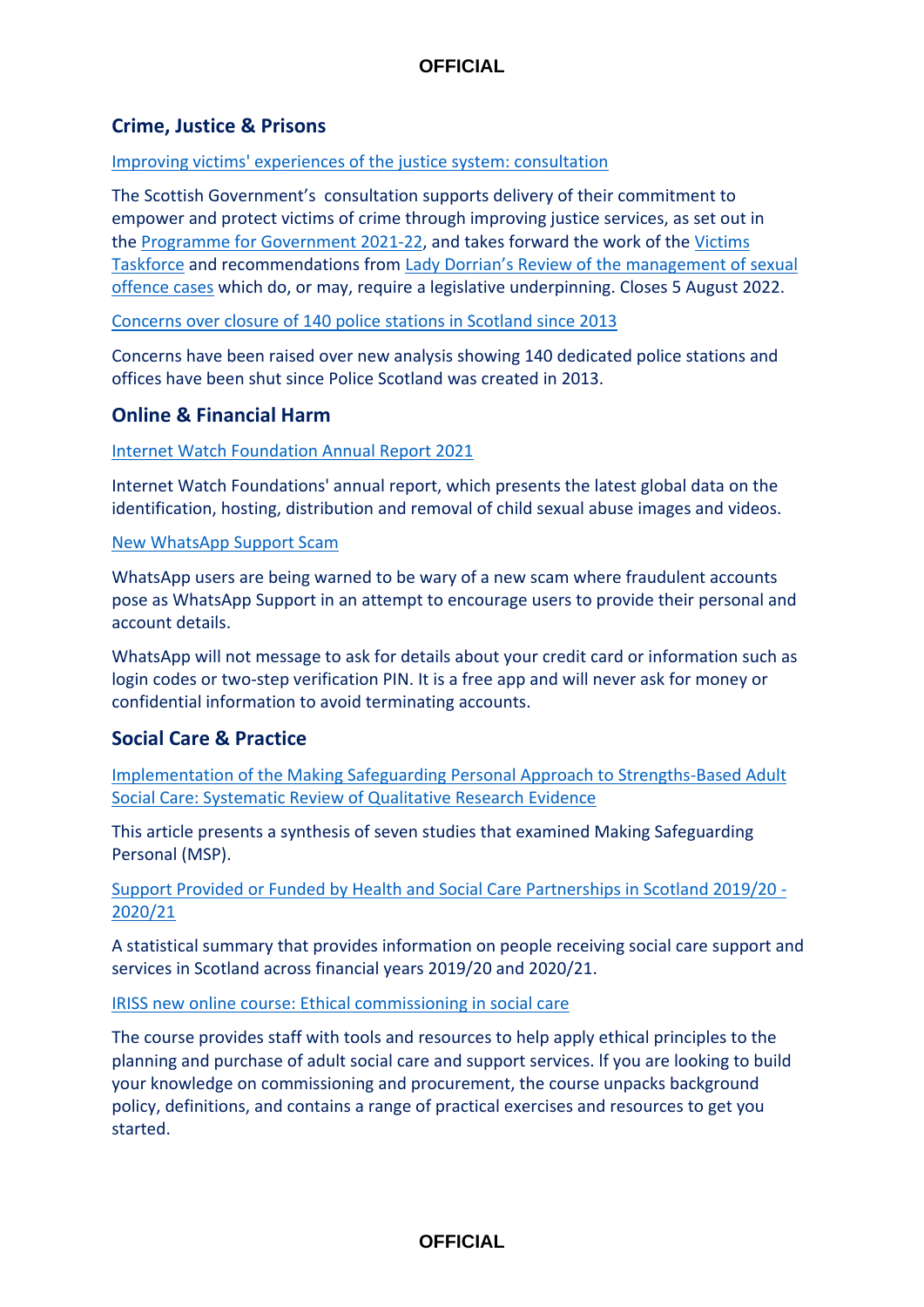## Crime, Justice & Prisons

[Improving victims' experiences of the justice system: consultation]()

The Scottish Government's  consultation supports delivery of their commitment to empower and protect victims of crime through improving justice services, as set out in the [Programme for Government 2021-22](), and takes forward the work of the [Victims Taskforce]() and recommendations from [Lady Dorrian's Review of the management of sexual offence cases]() which do, or may, require a legislative underpinning. Closes 5 August 2022.

[Concerns over closure of 140 police stations in Scotland since 2013]()

Concerns have been raised over new analysis showing 140 dedicated police stations and offices have been shut since Police Scotland was created in 2013.

## Online & Financial Harm

[Internet Watch Foundation Annual Report 2021]()

Internet Watch Foundations' annual report, which presents the latest global data on the identification, hosting, distribution and removal of child sexual abuse images and videos.

[New WhatsApp Support Scam]()

WhatsApp users are being warned to be wary of a new scam where fraudulent accounts pose as WhatsApp Support in an attempt to encourage users to provide their personal and account details.

WhatsApp will not message to ask for details about your credit card or information such as login codes or two-step verification PIN. It is a free app and will never ask for money or confidential information to avoid terminating accounts.

## Social Care & Practice

[Implementation of the Making Safeguarding Personal Approach to Strengths-Based Adult Social Care: Systematic Review of Qualitative Research Evidence]()

This article presents a synthesis of seven studies that examined Making Safeguarding Personal (MSP).

[Support Provided or Funded by Health and Social Care Partnerships in Scotland 2019/20 - 2020/21]()

A statistical summary that provides information on people receiving social care support and services in Scotland across financial years 2019/20 and 2020/21.

[IRISS new online course: Ethical commissioning in social care]()

The course provides staff with tools and resources to help apply ethical principles to the planning and purchase of adult social care and support services. If you are looking to build your knowledge on commissioning and procurement, the course unpacks background policy, definitions, and contains a range of practical exercises and resources to get you started.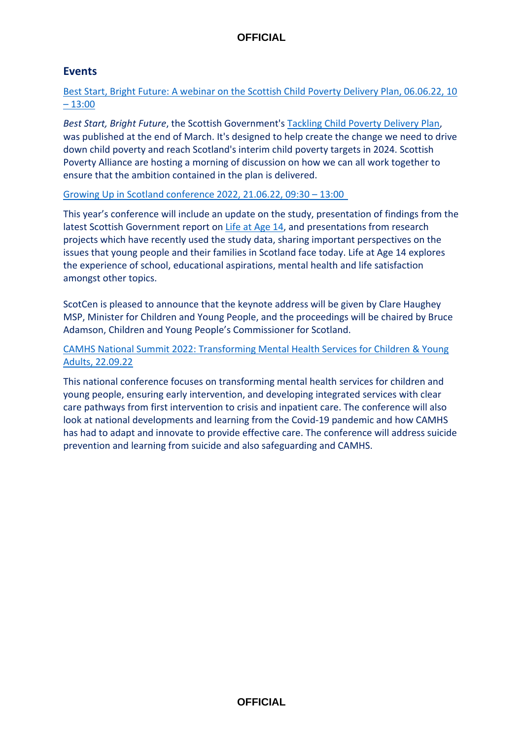## Events

Best Start, Bright Future: A webinar on the Scottish Child Poverty Delivery Plan, 06.06.22, 10 – 13:00

*Best Start, Bright Future*, the Scottish Government's Tackling Child Poverty Delivery Plan, was published at the end of March. It's designed to help create the change we need to drive down child poverty and reach Scotland's interim child poverty targets in 2024. Scottish Poverty Alliance are hosting a morning of discussion on how we can all work together to ensure that the ambition contained in the plan is delivered.

Growing Up in Scotland conference 2022, 21.06.22, 09:30 – 13:00

This year's conference will include an update on the study, presentation of findings from the latest Scottish Government report on Life at Age 14, and presentations from research projects which have recently used the study data, sharing important perspectives on the issues that young people and their families in Scotland face today. Life at Age 14 explores the experience of school, educational aspirations, mental health and life satisfaction amongst other topics.

ScotCen is pleased to announce that the keynote address will be given by Clare Haughey MSP, Minister for Children and Young People, and the proceedings will be chaired by Bruce Adamson, Children and Young People's Commissioner for Scotland.

CAMHS National Summit 2022: Transforming Mental Health Services for Children & Young Adults, 22.09.22

This national conference focuses on transforming mental health services for children and young people, ensuring early intervention, and developing integrated services with clear care pathways from first intervention to crisis and inpatient care. The conference will also look at national developments and learning from the Covid-19 pandemic and how CAMHS has had to adapt and innovate to provide effective care. The conference will address suicide prevention and learning from suicide and also safeguarding and CAMHS.